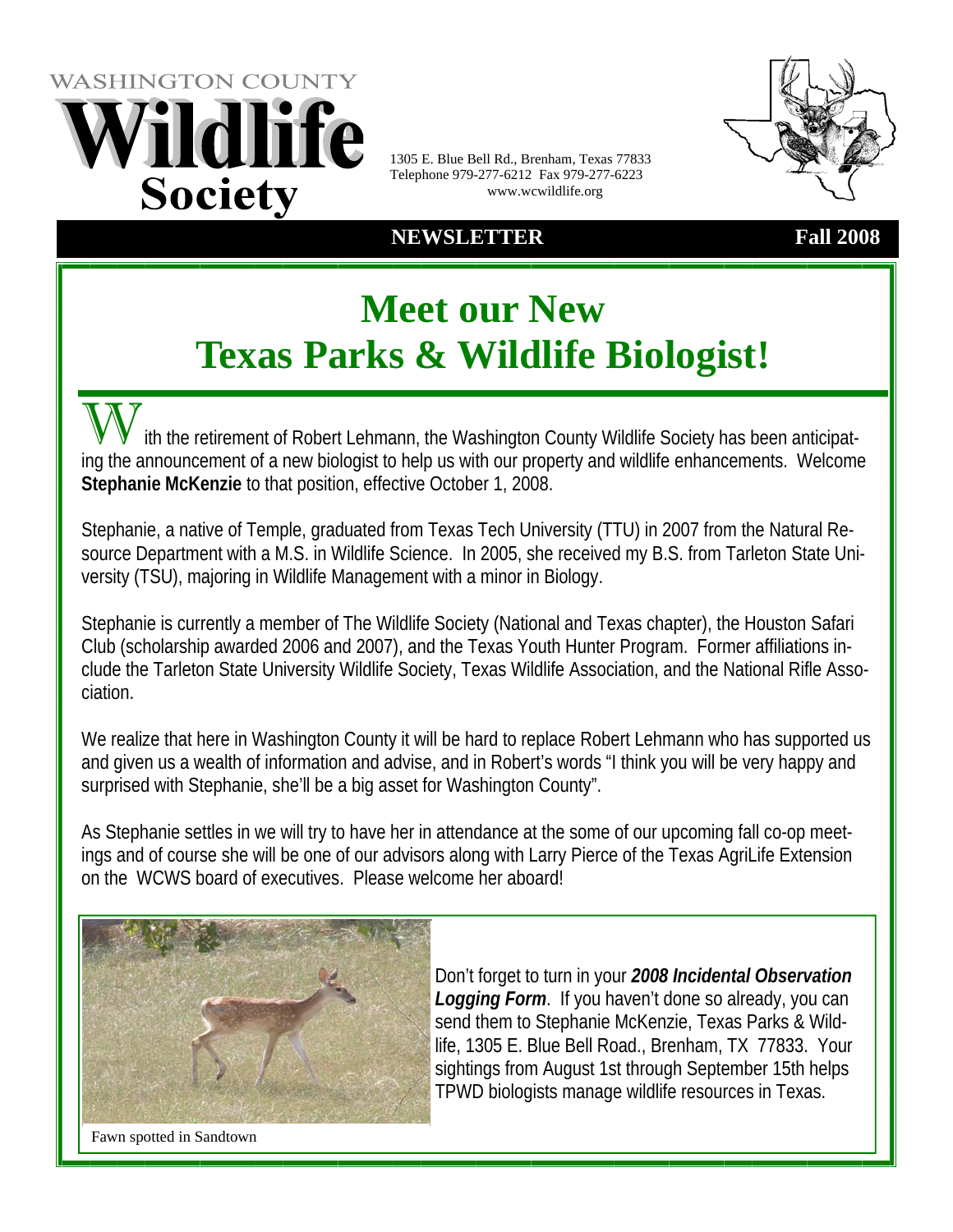WASHINGTON COUNTY

# Wildlife Society

1305 E. Blue Bell Rd., Brenham, Texas 77833
Telephone 979-277-6212 Fax 979-277-6223
www.wcwildlife.org

**NEWSLETTER** **Fall 2008**

# Meet our New Texas Parks & Wildlife Biologist!

With the retirement of Robert Lehmann, the Washington County Wildlife Society has been anticipating the announcement of a new biologist to help us with our property and wildlife enhancements. Welcome **Stephanie McKenzie** to that position, effective October 1, 2008.

Stephanie, a native of Temple, graduated from Texas Tech University (TTU) in 2007 from the Natural Resource Department with a M.S. in Wildlife Science. In 2005, she received my B.S. from Tarleton State University (TSU), majoring in Wildlife Management with a minor in Biology.

Stephanie is currently a member of The Wildlife Society (National and Texas chapter), the Houston Safari Club (scholarship awarded 2006 and 2007), and the Texas Youth Hunter Program. Former affiliations include the Tarleton State University Wildlife Society, Texas Wildlife Association, and the National Rifle Association.

We realize that here in Washington County it will be hard to replace Robert Lehmann who has supported us and given us a wealth of information and advise, and in Robert's words "I think you will be very happy and surprised with Stephanie, she'll be a big asset for Washington County".

As Stephanie settles in we will try to have her in attendance at the some of our upcoming fall co-op meetings and of course she will be one of our advisors along with Larry Pierce of the Texas AgriLife Extension on the WCWS board of executives. Please welcome her aboard!

Fawn spotted in Sandtown

Don't forget to turn in your ***2008 Incidental Observation Logging Form***. If you haven't done so already, you can send them to Stephanie McKenzie, Texas Parks & Wildlife, 1305 E. Blue Bell Road., Brenham, TX 77833. Your sightings from August 1st through September 15th helps TPWD biologists manage wildlife resources in Texas.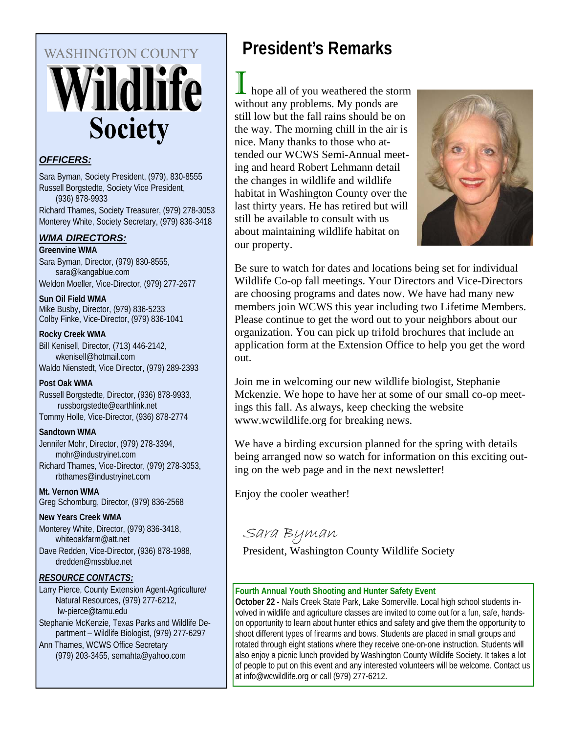WASHINGTON COUNTY

# Wildlife Society

***OFFICERS:***

Sara Byman, Society President, (979), 830-8555
Russell Borgstedte, Society Vice President, (936) 878-9933
Richard Thames, Society Treasurer, (979) 278-3053
Monterey White, Society Secretary, (979) 836-3418

***WMA DIRECTORS:***

**Greenvine WMA**
Sara Byman, Director, (979) 830-8555, sara@kangablue.com
Weldon Moeller, Vice-Director, (979) 277-2677

**Sun Oil Field WMA**
Mike Busby, Director, (979) 836-5233
Colby Finke, Vice-Director, (979) 836-1041

**Rocky Creek WMA**
Bill Kenisell, Director, (713) 446-2142, wkenisell@hotmail.com
Waldo Nienstedt, Vice Director, (979) 289-2393

**Post Oak WMA**
Russell Borgstedte, Director, (936) 878-9933, russborgstedte@earthlink.net
Tommy Holle, Vice-Director, (936) 878-2774

**Sandtown WMA**
Jennifer Mohr, Director, (979) 278-3394, mohr@industryinet.com
Richard Thames, Vice-Director, (979) 278-3053, rbthames@industryinet.com

**Mt. Vernon WMA**
Greg Schomburg, Director, (979) 836-2568

**New Years Creek WMA**
Monterey White, Director, (979) 836-3418, whiteoakfarm@att.net
Dave Redden, Vice-Director, (936) 878-1988, dredden@mssblue.net

***RESOURCE CONTACTS:***

Larry Pierce, County Extension Agent-Agriculture/ Natural Resources, (979) 277-6212, lw-pierce@tamu.edu
Stephanie McKenzie, Texas Parks and Wildlife Department – Wildlife Biologist, (979) 277-6297
Ann Thames, WCWS Office Secretary (979) 203-3455, semahta@yahoo.com

## President's Remarks

I hope all of you weathered the storm without any problems. My ponds are still low but the fall rains should be on the way. The morning chill in the air is nice. Many thanks to those who attended our WCWS Semi-Annual meeting and heard Robert Lehmann detail the changes in wildlife and wildlife habitat in Washington County over the last thirty years. He has retired but will still be available to consult with us about maintaining wildlife habitat on our property.

Be sure to watch for dates and locations being set for individual Wildlife Co-op fall meetings. Your Directors and Vice-Directors are choosing programs and dates now. We have had many new members join WCWS this year including two Lifetime Members. Please continue to get the word out to your neighbors about our organization. You can pick up trifold brochures that include an application form at the Extension Office to help you get the word out.

Join me in welcoming our new wildlife biologist, Stephanie Mckenzie. We hope to have her at some of our small co-op meetings this fall. As always, keep checking the website www.wcwildlife.org for breaking news.

We have a birding excursion planned for the spring with details being arranged now so watch for information on this exciting outing on the web page and in the next newsletter!

Enjoy the cooler weather!

*Sara Byman*

President, Washington County Wildlife Society

**Fourth Annual Youth Shooting and Hunter Safety Event**

**October 22 -** Nails Creek State Park, Lake Somerville. Local high school students involved in wildlife and agriculture classes are invited to come out for a fun, safe, hands-on opportunity to learn about hunter ethics and safety and give them the opportunity to shoot different types of firearms and bows. Students are placed in small groups and rotated through eight stations where they receive one-on-one instruction. Students will also enjoy a picnic lunch provided by Washington County Wildlife Society. It takes a lot of people to put on this event and any interested volunteers will be welcome. Contact us at info@wcwildlife.org or call (979) 277-6212.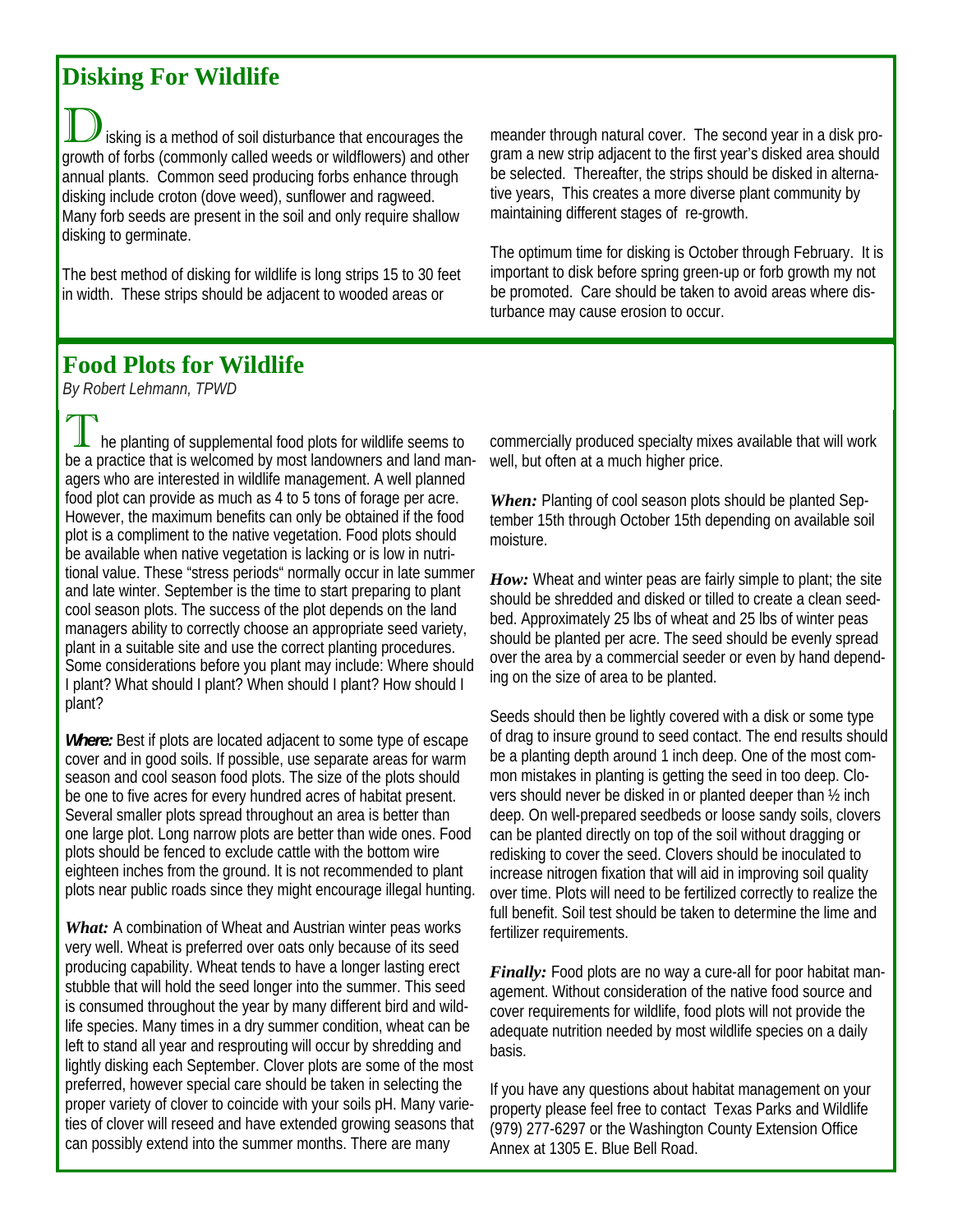## Disking For Wildlife

Disking is a method of soil disturbance that encourages the growth of forbs (commonly called weeds or wildflowers) and other annual plants. Common seed producing forbs enhance through disking include croton (dove weed), sunflower and ragweed. Many forb seeds are present in the soil and only require shallow disking to germinate.

The best method of disking for wildlife is long strips 15 to 30 feet in width. These strips should be adjacent to wooded areas or meander through natural cover. The second year in a disk program a new strip adjacent to the first year's disked area should be selected. Thereafter, the strips should be disked in alternative years, This creates a more diverse plant community by maintaining different stages of re-growth.

The optimum time for disking is October through February. It is important to disk before spring green-up or forb growth my not be promoted. Care should be taken to avoid areas where disturbance may cause erosion to occur.

## Food Plots for Wildlife

*By Robert Lehmann, TPWD*

The planting of supplemental food plots for wildlife seems to be a practice that is welcomed by most landowners and land managers who are interested in wildlife management. A well planned food plot can provide as much as 4 to 5 tons of forage per acre. However, the maximum benefits can only be obtained if the food plot is a compliment to the native vegetation. Food plots should be available when native vegetation is lacking or is low in nutritional value. These "stress periods" normally occur in late summer and late winter. September is the time to start preparing to plant cool season plots. The success of the plot depends on the land managers ability to correctly choose an appropriate seed variety, plant in a suitable site and use the correct planting procedures. Some considerations before you plant may include: Where should I plant? What should I plant? When should I plant? How should I plant?

***Where:*** Best if plots are located adjacent to some type of escape cover and in good soils. If possible, use separate areas for warm season and cool season food plots. The size of the plots should be one to five acres for every hundred acres of habitat present. Several smaller plots spread throughout an area is better than one large plot. Long narrow plots are better than wide ones. Food plots should be fenced to exclude cattle with the bottom wire eighteen inches from the ground. It is not recommended to plant plots near public roads since they might encourage illegal hunting.

***What:*** A combination of Wheat and Austrian winter peas works very well. Wheat is preferred over oats only because of its seed producing capability. Wheat tends to have a longer lasting erect stubble that will hold the seed longer into the summer. This seed is consumed throughout the year by many different bird and wildlife species. Many times in a dry summer condition, wheat can be left to stand all year and resprouting will occur by shredding and lightly disking each September. Clover plots are some of the most preferred, however special care should be taken in selecting the proper variety of clover to coincide with your soils pH. Many varieties of clover will reseed and have extended growing seasons that can possibly extend into the summer months. There are many commercially produced specialty mixes available that will work well, but often at a much higher price.

***When:*** Planting of cool season plots should be planted September 15th through October 15th depending on available soil moisture.

***How:*** Wheat and winter peas are fairly simple to plant; the site should be shredded and disked or tilled to create a clean seedbed. Approximately 25 lbs of wheat and 25 lbs of winter peas should be planted per acre. The seed should be evenly spread over the area by a commercial seeder or even by hand depending on the size of area to be planted.

Seeds should then be lightly covered with a disk or some type of drag to insure ground to seed contact. The end results should be a planting depth around 1 inch deep. One of the most common mistakes in planting is getting the seed in too deep. Clovers should never be disked in or planted deeper than ½ inch deep. On well-prepared seedbeds or loose sandy soils, clovers can be planted directly on top of the soil without dragging or redisking to cover the seed. Clovers should be inoculated to increase nitrogen fixation that will aid in improving soil quality over time. Plots will need to be fertilized correctly to realize the full benefit. Soil test should be taken to determine the lime and fertilizer requirements.

***Finally:*** Food plots are no way a cure-all for poor habitat management. Without consideration of the native food source and cover requirements for wildlife, food plots will not provide the adequate nutrition needed by most wildlife species on a daily basis.

If you have any questions about habitat management on your property please feel free to contact Texas Parks and Wildlife (979) 277-6297 or the Washington County Extension Office Annex at 1305 E. Blue Bell Road.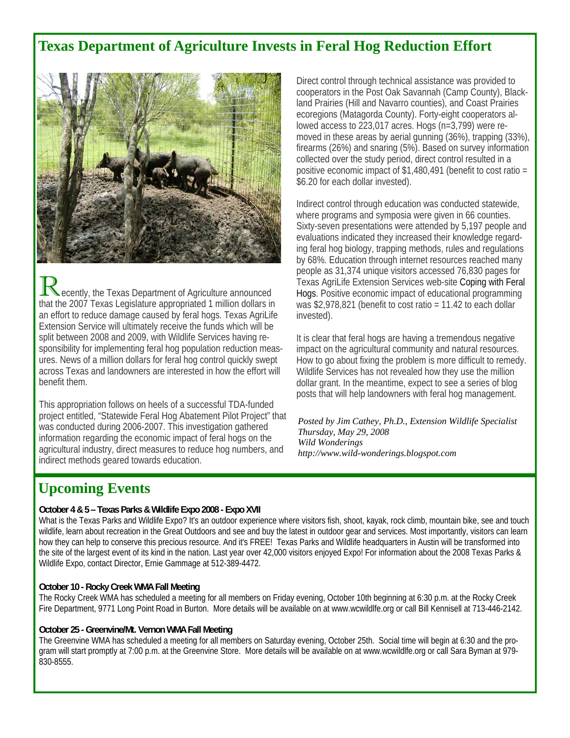## Texas Department of Agriculture Invests in Feral Hog Reduction Effort

Recently, the Texas Department of Agriculture announced that the 2007 Texas Legislature appropriated 1 million dollars in an effort to reduce damage caused by feral hogs. Texas AgriLife Extension Service will ultimately receive the funds which will be split between 2008 and 2009, with Wildlife Services having responsibility for implementing feral hog population reduction measures. News of a million dollars for feral hog control quickly swept across Texas and landowners are interested in how the effort will benefit them.

This appropriation follows on heels of a successful TDA-funded project entitled, "Statewide Feral Hog Abatement Pilot Project" that was conducted during 2006-2007. This investigation gathered information regarding the economic impact of feral hogs on the agricultural industry, direct measures to reduce hog numbers, and indirect methods geared towards education.

Direct control through technical assistance was provided to cooperators in the Post Oak Savannah (Camp County), Blackland Prairies (Hill and Navarro counties), and Coast Prairies ecoregions (Matagorda County). Forty-eight cooperators allowed access to 223,017 acres. Hogs (n=3,799) were removed in these areas by aerial gunning (36%), trapping (33%), firearms (26%) and snaring (5%). Based on survey information collected over the study period, direct control resulted in a positive economic impact of $1,480,491 (benefit to cost ratio = $6.20 for each dollar invested).

Indirect control through education was conducted statewide, where programs and symposia were given in 66 counties. Sixty-seven presentations were attended by 5,197 people and evaluations indicated they increased their knowledge regarding feral hog biology, trapping methods, rules and regulations by 68%. Education through internet resources reached many people as 31,374 unique visitors accessed 76,830 pages for Texas AgriLife Extension Services web-site Coping with Feral Hogs. Positive economic impact of educational programming was $2,978,821 (benefit to cost ratio = 11.42 to each dollar invested).

It is clear that feral hogs are having a tremendous negative impact on the agricultural community and natural resources. How to go about fixing the problem is more difficult to remedy. Wildlife Services has not revealed how they use the million dollar grant. In the meantime, expect to see a series of blog posts that will help landowners with feral hog management.

*Posted by Jim Cathey, Ph.D., Extension Wildlife Specialist*
*Thursday, May 29, 2008*
*Wild Wonderings*
*http://www.wild-wonderings.blogspot.com*

## Upcoming Events

**October 4 & 5 – Texas Parks & Wildlife Expo 2008 - Expo XVII**

What is the Texas Parks and Wildlife Expo? It's an outdoor experience where visitors fish, shoot, kayak, rock climb, mountain bike, see and touch wildlife, learn about recreation in the Great Outdoors and see and buy the latest in outdoor gear and services. Most importantly, visitors can learn how they can help to conserve this precious resource. And it's FREE! Texas Parks and Wildlife headquarters in Austin will be transformed into the site of the largest event of its kind in the nation. Last year over 42,000 visitors enjoyed Expo! For information about the 2008 Texas Parks & Wildlife Expo, contact Director, Ernie Gammage at 512-389-4472.

**October 10 - Rocky Creek WMA Fall Meeting**

The Rocky Creek WMA has scheduled a meeting for all members on Friday evening, October 10th beginning at 6:30 p.m. at the Rocky Creek Fire Department, 9771 Long Point Road in Burton. More details will be available on at www.wcwildlfe.org or call Bill Kennisell at 713-446-2142.

**October 25 - Greenvine/Mt. Vernon WMA Fall Meeting**

The Greenvine WMA has scheduled a meeting for all members on Saturday evening, October 25th. Social time will begin at 6:30 and the program will start promptly at 7:00 p.m. at the Greenvine Store. More details will be available on at www.wcwildlfe.org or call Sara Byman at 979-830-8555.